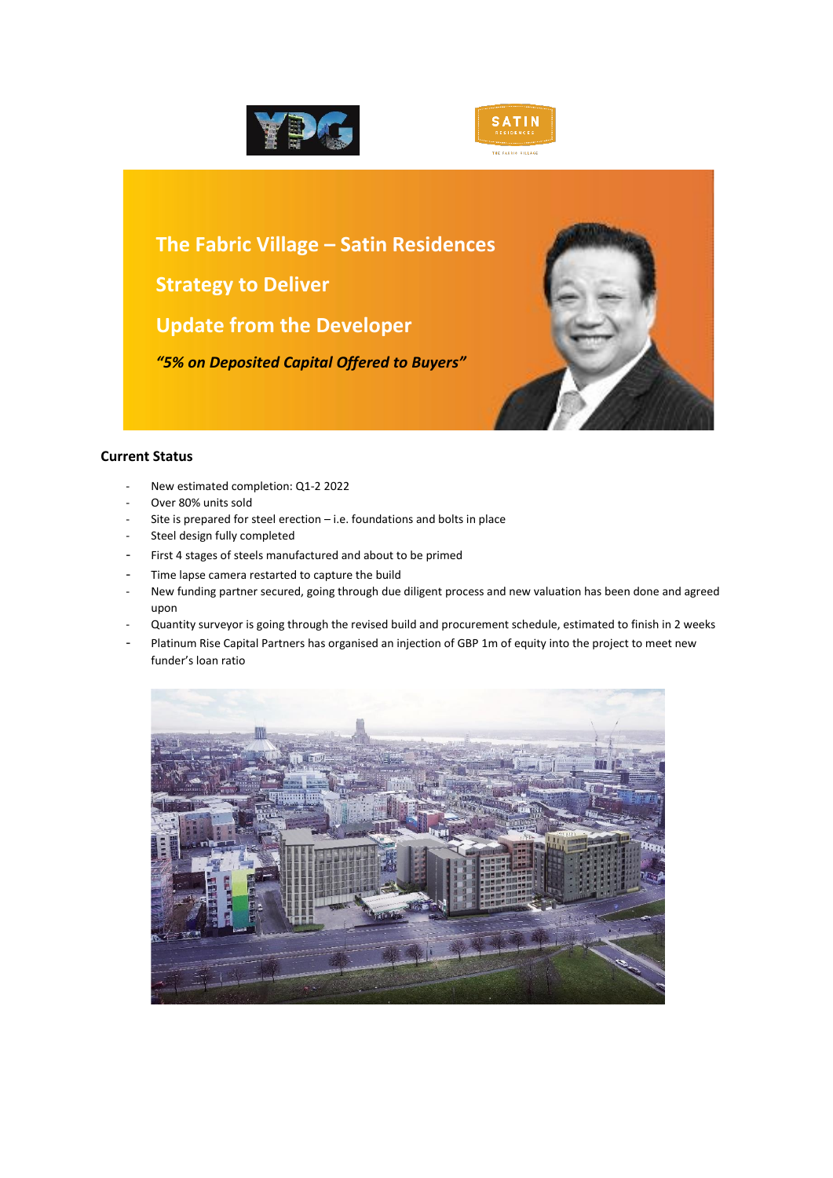# The Fabric Village – Satin Residences

## Strategy to Deliver

## Update from the Developer

***"5% on Deposited Capital Offered to Buyers"***

### Current Status

- New estimated completion: Q1-2 2022
- Over 80% units sold
- Site is prepared for steel erection – i.e. foundations and bolts in place
- Steel design fully completed
- First 4 stages of steels manufactured and about to be primed
- Time lapse camera restarted to capture the build
- New funding partner secured, going through due diligent process and new valuation has been done and agreed upon
- Quantity surveyor is going through the revised build and procurement schedule, estimated to finish in 2 weeks
- Platinum Rise Capital Partners has organised an injection of GBP 1m of equity into the project to meet new funder's loan ratio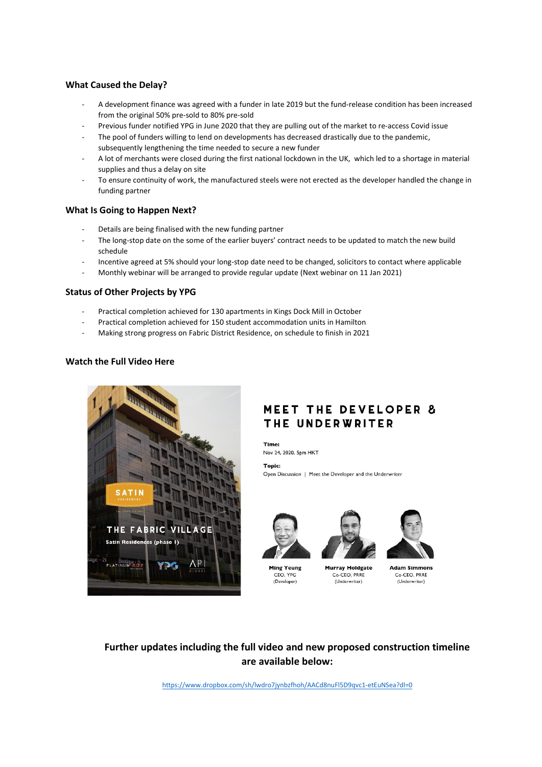### What Caused the Delay?

- A development finance was agreed with a funder in late 2019 but the fund-release condition has been increased from the original 50% pre-sold to 80% pre-sold
- Previous funder notified YPG in June 2020 that they are pulling out of the market to re-access Covid issue
- The pool of funders willing to lend on developments has decreased drastically due to the pandemic, subsequently lengthening the time needed to secure a new funder
- A lot of merchants were closed during the first national lockdown in the UK, which led to a shortage in material supplies and thus a delay on site
- To ensure continuity of work, the manufactured steels were not erected as the developer handled the change in funding partner

### What Is Going to Happen Next?

- Details are being finalised with the new funding partner
- The long-stop date on the some of the earlier buyers' contract needs to be updated to match the new build schedule
- Incentive agreed at 5% should your long-stop date need to be changed, solicitors to contact where applicable
- Monthly webinar will be arranged to provide regular update (Next webinar on 11 Jan 2021)

### Status of Other Projects by YPG

- Practical completion achieved for 130 apartments in Kings Dock Mill in October
- Practical completion achieved for 150 student accommodation units in Hamilton
- Making strong progress on Fabric District Residence, on schedule to finish in 2021

### Watch the Full Video Here

SATIN RESIDENCES

THE FABRIC VILLAGE

Satin Residences (phase I)

## MEET THE DEVELOPER & THE UNDERWRITER

**Time:**
Nov 24, 2020, 5pm HKT

**Topic:**
Open Discussion | Meet the Developer and the Underwriter

**Ming Yeung**
CEO, YPG
(Developer)

**Murray Holdgate**
Co-CEO, PRRE
(Underwriter)

**Adam Simmons**
Co-CEO, PRRE
(Underwriter)

**Further updates including the full video and new proposed construction timeline are available below:**

https://www.dropbox.com/sh/lwdro7jynbzfhoh/AACd8nuFl5D9qvc1-etEuNSea?dl=0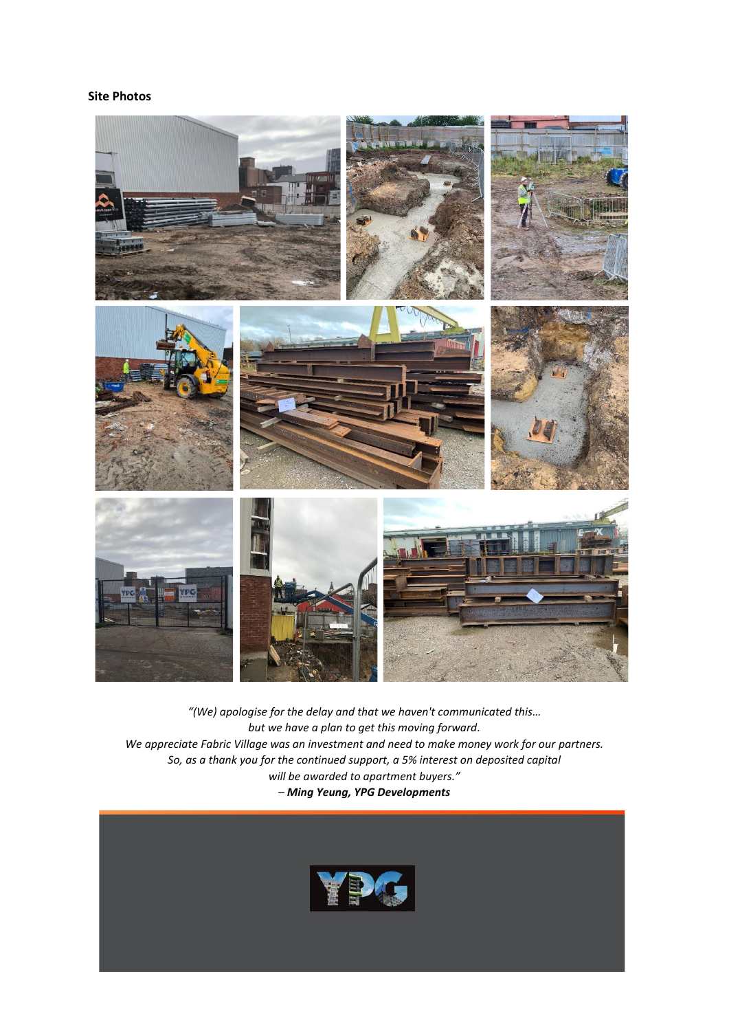**Site Photos**

*"(We) apologise for the delay and that we haven't communicated this…*
*but we have a plan to get this moving forward.*
*We appreciate Fabric Village was an investment and need to make money work for our partners.*
*So, as a thank you for the continued support, a 5% interest on deposited capital*
*will be awarded to apartment buyers."*
*– **Ming Yeung, YPG Developments***